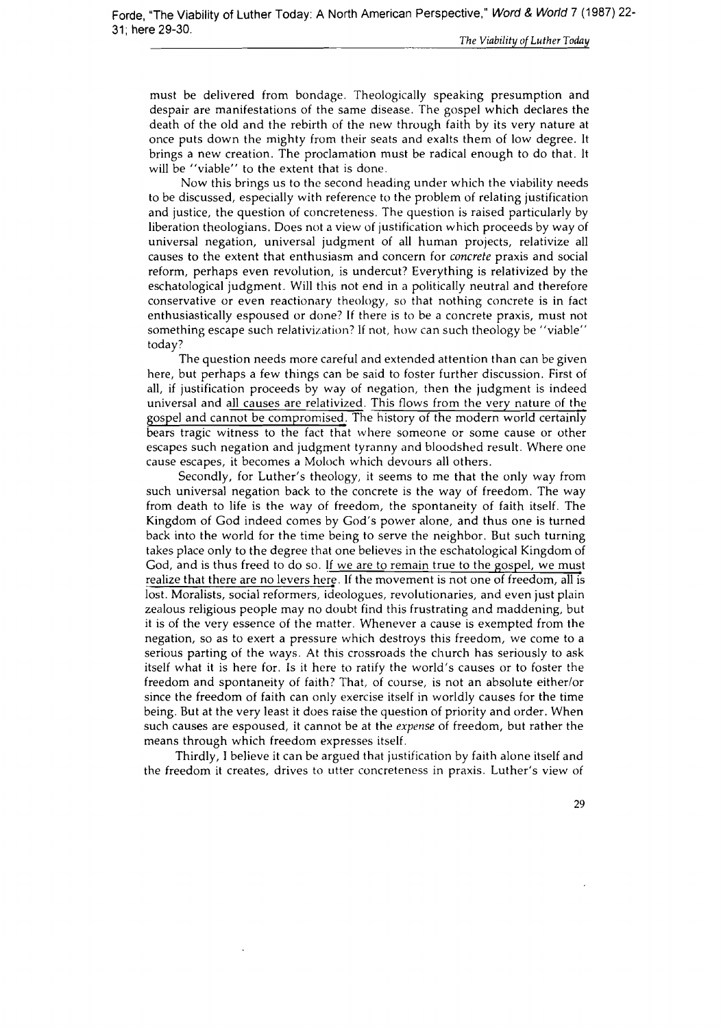Forde, "The Viability of Luther Today: A North American Perspective," *Word & World* 7 (1987) 22-31; here 29-30.

must be delivered from bondage. Theologically speaking presumption and despair are manifestations of the same disease. The gospel which declares the death of the old and the rebirth of the new through faith by its very nature at once puts down the mighty from their seats and exalts them of low degree. It brings a new creation. The proclamation must be radical enough to do that. It will be "viable" to the extent that is done.

Now this brings us to the second heading under which the viability needs to be discussed, especially with reference to the problem of relating justification and justice, the question of concreteness. The question is raised particularly by liberation theologians. Does not a view of justification which proceeds by way of universal negation, universal judgment of all human projects, relativize all causes to the extent that enthusiasm and concern for *concrete* praxis and social reform, perhaps even revolution, is undercut? Everything is relativized by the eschatological judgment. Will this not end in a politically neutral and therefore conservative or even reactionary theology, so that nothing concrete is in fact enthusiastically espoused or done? If there is to be a concrete praxis, must not something escape such relativization? If not, how can such theology be "viable" today?

The question needs more careful and extended attention than can be given here, but perhaps a few things can be said to foster further discussion. First of all, if justification proceeds by way of negation, then the judgment is indeed universal and all causes are relativized. This flows from the very nature of the gospel and cannot be compromised. The history of the modern world certainly bears tragic witness to the fact that where someone or some cause or other escapes such negation and judgment tyranny and bloodshed result. Where one cause escapes, it becomes a Moloch which devours all others.

Secondly, for Luther's theology, it seems to me that the only way from such universal negation back to the concrete is the way of freedom. The way from death to life is the way of freedom, the spontaneity of faith itself. The Kingdom of God indeed comes by God's power alone, and thus one is turned back into the world for the time being to serve the neighbor. But such turning takes place only to the degree that one believes in the eschatological Kingdom of God, and is thus freed to do so. If we are to remain true to the gospel, we must realize that there are no levers here. If the movement is not one of freedom, all is lost. Moralists, social reformers, ideologues, revolutionaries, and even just plain zealous religious people may no doubt find this frustrating and maddening, but it is of the very essence of the matter. Whenever a cause is exempted from the negation, so as to exert a pressure which destroys this freedom, we come to a serious parting of the ways. At this crossroads the church has seriously to ask itself what it is here for. Is it here to ratify the world's causes or to foster the freedom and spontaneity of faith? That, of course, is not an absolute either/or since the freedom of faith can only exercise itself in worldly causes for the time being. But at the very least it does raise the question of priority and order. When such causes are espoused, it cannot be at the *expense* of freedom, but rather the means through which freedom expresses itself.

Thirdly, I believe it can be argued that justification by faith alone itself and the freedom it creates, drives to utter concreteness in praxis. Luther's view of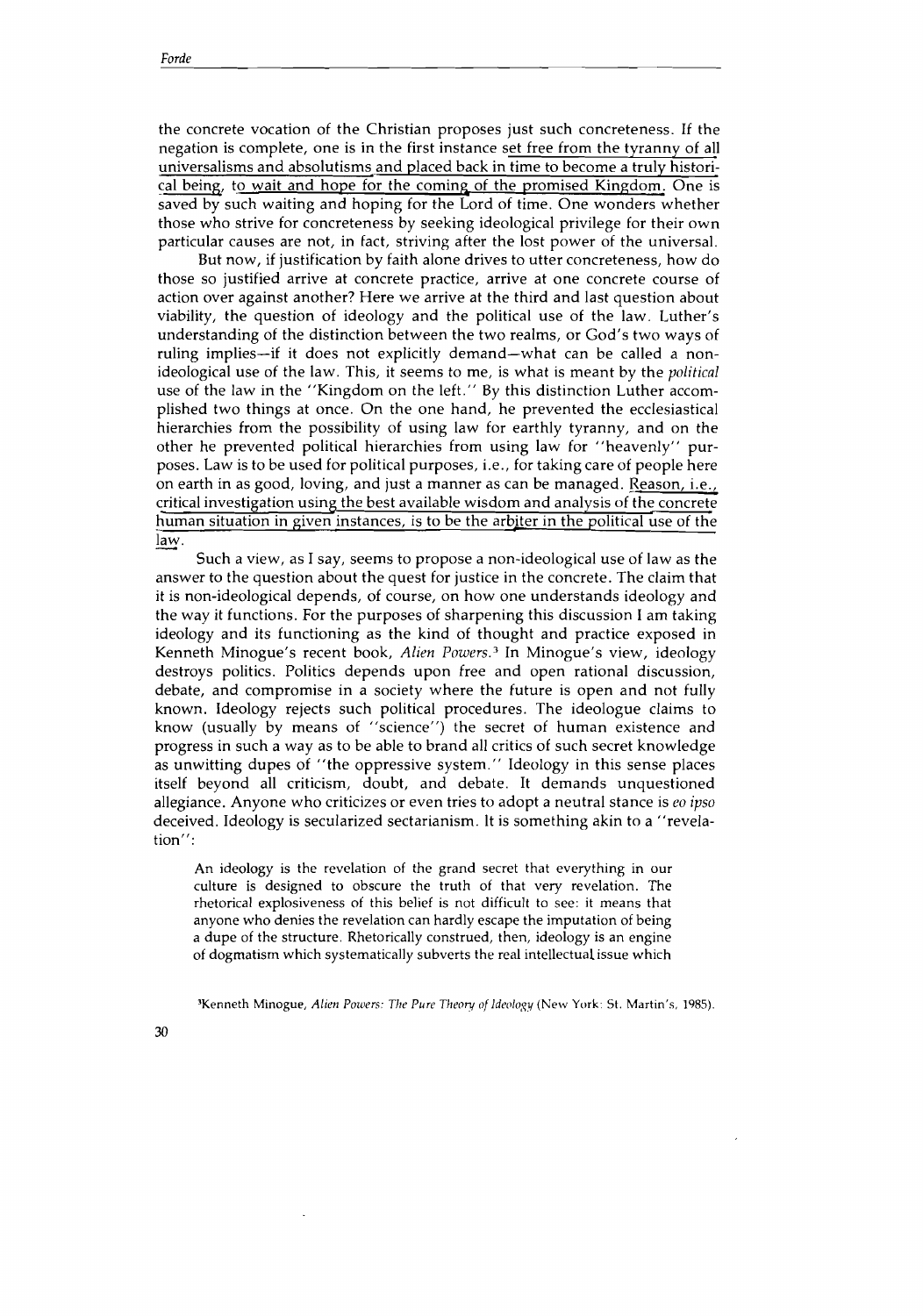the concrete vocation of the Christian proposes just such concreteness. If the negation is complete, one is in the first instance set free from the tyranny of all universalisms and absolutisms and placed back in time to become a truly historical being, to wait and hope for the coming of the promised Kingdom. One is saved by such waiting and hoping for the Lord of time. One wonders whether those who strive for concreteness by seeking ideological privilege for their own particular causes are not, in fact, striving after the lost power of the universal.

But now, if justification by faith alone drives to utter concreteness, how do those so justified arrive at concrete practice, arrive at one concrete course of action over against another? Here we arrive at the third and last question about viability, the question of ideology and the political use of the law. Luther's understanding of the distinction between the two realms, or God's two ways of ruling implies—if it does not explicitly demand—what can be called a non-ideological use of the law. This, it seems to me, is what is meant by the *political* use of the law in the "Kingdom on the left." By this distinction Luther accomplished two things at once. On the one hand, he prevented the ecclesiastical hierarchies from the possibility of using law for earthly tyranny, and on the other he prevented political hierarchies from using law for "heavenly" purposes. Law is to be used for political purposes, i.e., for taking care of people here on earth in as good, loving, and just a manner as can be managed. Reason, i.e., critical investigation using the best available wisdom and analysis of the concrete human situation in given instances, is to be the arbiter in the political use of the law.

Such a view, as I say, seems to propose a non-ideological use of law as the answer to the question about the quest for justice in the concrete. The claim that it is non-ideological depends, of course, on how one understands ideology and the way it functions. For the purposes of sharpening this discussion I am taking ideology and its functioning as the kind of thought and practice exposed in Kenneth Minogue's recent book, *Alien Powers*.[3] In Minogue's view, ideology destroys politics. Politics depends upon free and open rational discussion, debate, and compromise in a society where the future is open and not fully known. Ideology rejects such political procedures. The ideologue claims to know (usually by means of "science") the secret of human existence and progress in such a way as to be able to brand all critics of such secret knowledge as unwitting dupes of "the oppressive system." Ideology in this sense places itself beyond all criticism, doubt, and debate. It demands unquestioned allegiance. Anyone who criticizes or even tries to adopt a neutral stance is *eo ipso* deceived. Ideology is secularized sectarianism. It is something akin to a "revelation":

> An ideology is the revelation of the grand secret that everything in our culture is designed to obscure the truth of that very revelation. The rhetorical explosiveness of this belief is not difficult to see: it means that anyone who denies the revelation can hardly escape the imputation of being a dupe of the structure. Rhetorically construed, then, ideology is an engine of dogmatism which systematically subverts the real intellectual issue which

[3] Kenneth Minogue, *Alien Powers: The Pure Theory of Ideology* (New York: St. Martin's, 1985).